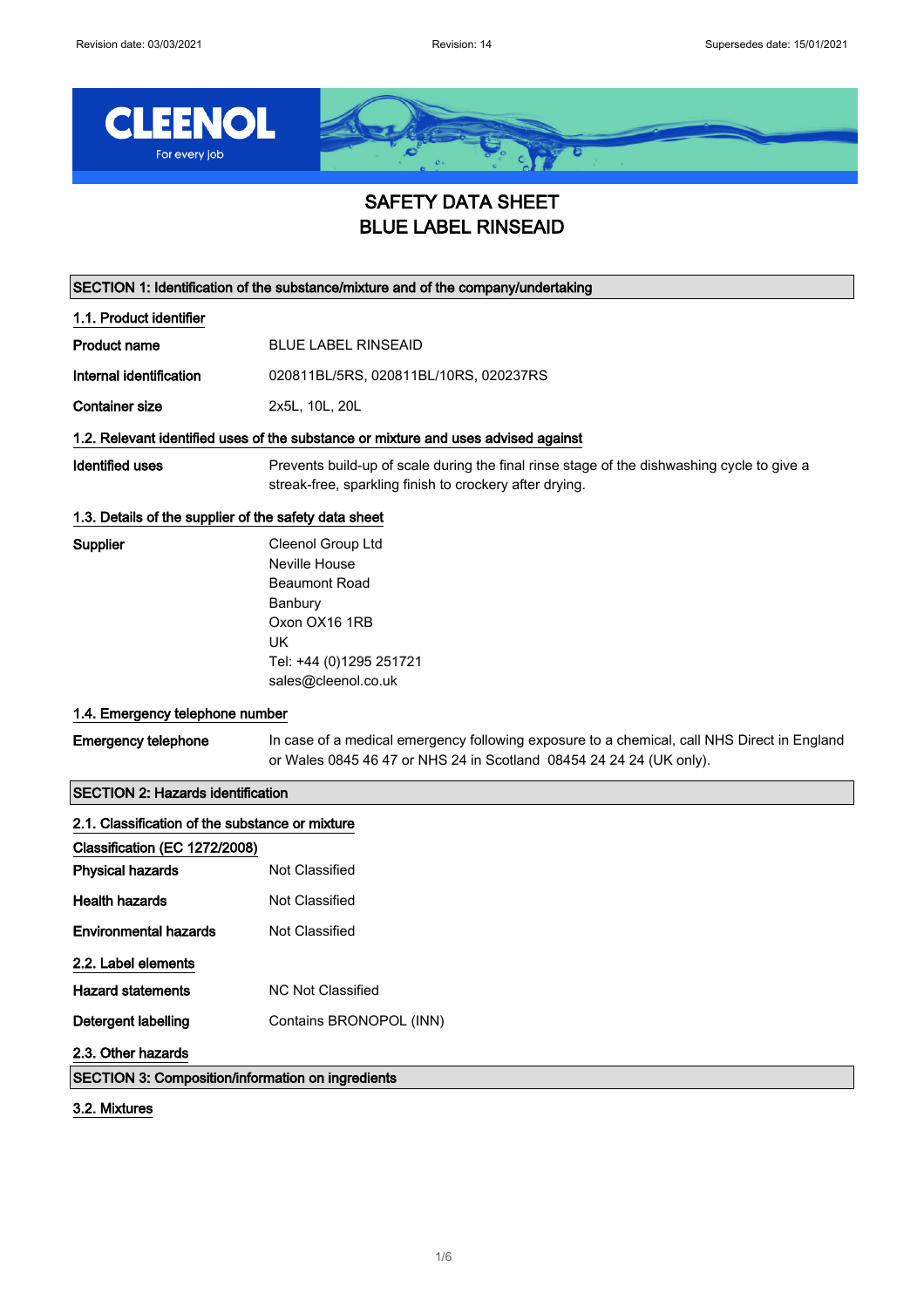# SAFETY DATA SHEET
# BLUE LABEL RINSEAID

## SECTION 1: Identification of the substance/mixture and of the company/undertaking

### 1.1. Product identifier

| | |
|---|---|
| **Product name** | BLUE LABEL RINSEAID |
| **Internal identification** | 020811BL/5RS, 020811BL/10RS, 020237RS |
| **Container size** | 2x5L, 10L, 20L |

### 1.2. Relevant identified uses of the substance or mixture and uses advised against

| | |
|---|---|
| **Identified uses** | Prevents build-up of scale during the final rinse stage of the dishwashing cycle to give a streak-free, sparkling finish to crockery after drying. |

### 1.3. Details of the supplier of the safety data sheet

**Supplier**

Cleenol Group Ltd
Neville House
Beaumont Road
Banbury
Oxon OX16 1RB
UK
Tel: +44 (0)1295 251721
sales@cleenol.co.uk

### 1.4. Emergency telephone number

| | |
|---|---|
| **Emergency telephone** | In case of a medical emergency following exposure to a chemical, call NHS Direct in England or Wales 0845 46 47 or NHS 24 in Scotland 08454 24 24 24 (UK only). |

## SECTION 2: Hazards identification

### 2.1. Classification of the substance or mixture

**Classification (EC 1272/2008)**

| | |
|---|---|
| **Physical hazards** | Not Classified |
| **Health hazards** | Not Classified |
| **Environmental hazards** | Not Classified |

### 2.2. Label elements

| | |
|---|---|
| **Hazard statements** | NC Not Classified |
| **Detergent labelling** | Contains BRONOPOL (INN) |

### 2.3. Other hazards

## SECTION 3: Composition/information on ingredients

### 3.2. Mixtures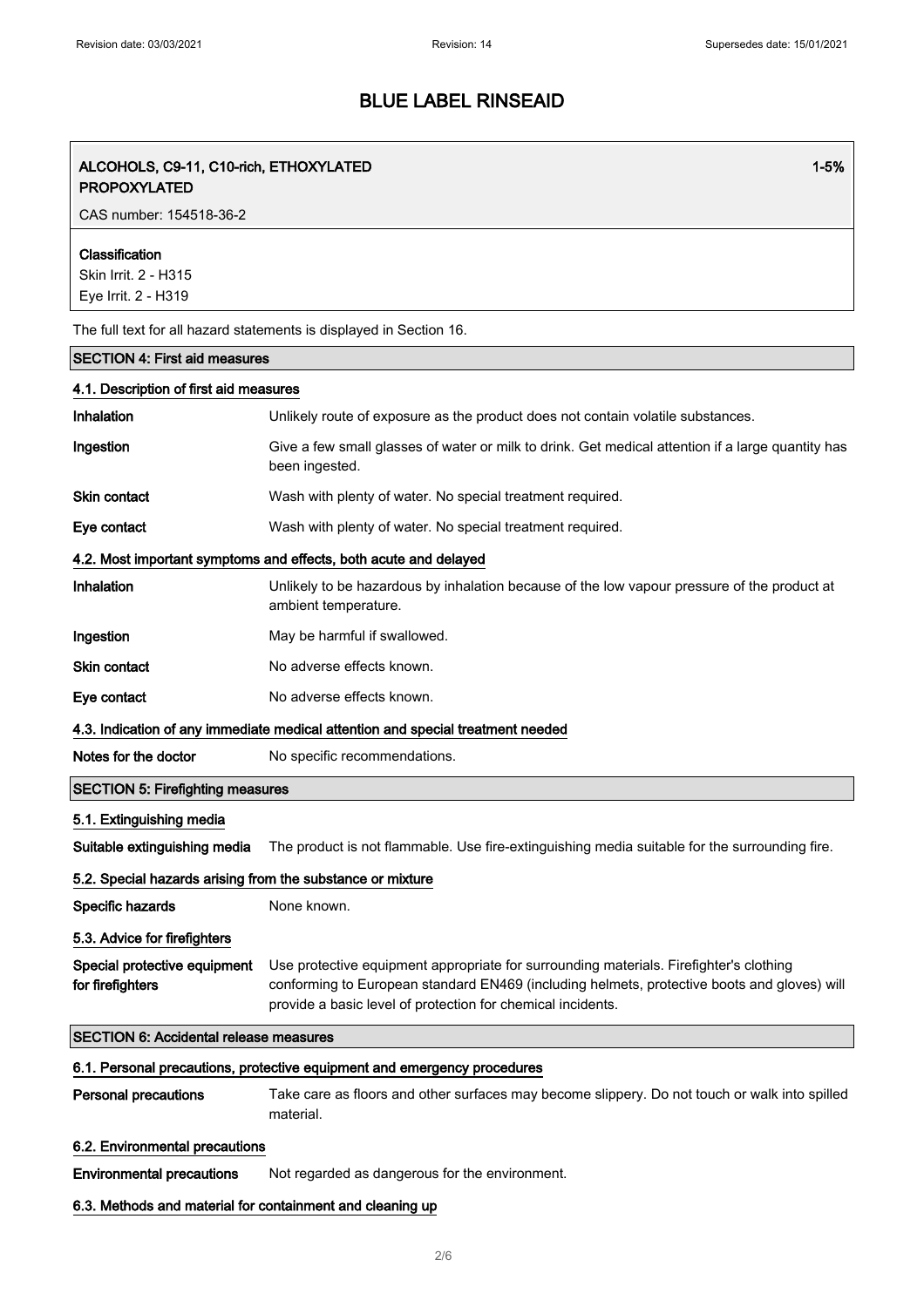| ALCOHOLS, C9-11, C10-rich, ETHOXYLATED PROPOXYLATED | 1-5% |
|---|---|
| CAS number: 154518-36-2 | |
| **Classification**<br>Skin Irrit. 2 - H315<br>Eye Irrit. 2 - H319 | |

The full text for all hazard statements is displayed in Section 16.

## SECTION 4: First aid measures

### 4.1. Description of first aid measures

**Inhalation** Unlikely route of exposure as the product does not contain volatile substances.

**Ingestion** Give a few small glasses of water or milk to drink. Get medical attention if a large quantity has been ingested.

**Skin contact** Wash with plenty of water. No special treatment required.

**Eye contact** Wash with plenty of water. No special treatment required.

### 4.2. Most important symptoms and effects, both acute and delayed

**Inhalation** Unlikely to be hazardous by inhalation because of the low vapour pressure of the product at ambient temperature.

**Ingestion** May be harmful if swallowed.

**Skin contact** No adverse effects known.

**Eye contact** No adverse effects known.

### 4.3. Indication of any immediate medical attention and special treatment needed

**Notes for the doctor** No specific recommendations.

## SECTION 5: Firefighting measures

### 5.1. Extinguishing media

**Suitable extinguishing media** The product is not flammable. Use fire-extinguishing media suitable for the surrounding fire.

### 5.2. Special hazards arising from the substance or mixture

**Specific hazards** None known.

### 5.3. Advice for firefighters

**Special protective equipment for firefighters** Use protective equipment appropriate for surrounding materials. Firefighter's clothing conforming to European standard EN469 (including helmets, protective boots and gloves) will provide a basic level of protection for chemical incidents.

## SECTION 6: Accidental release measures

### 6.1. Personal precautions, protective equipment and emergency procedures

**Personal precautions** Take care as floors and other surfaces may become slippery. Do not touch or walk into spilled material.

### 6.2. Environmental precautions

**Environmental precautions** Not regarded as dangerous for the environment.

### 6.3. Methods and material for containment and cleaning up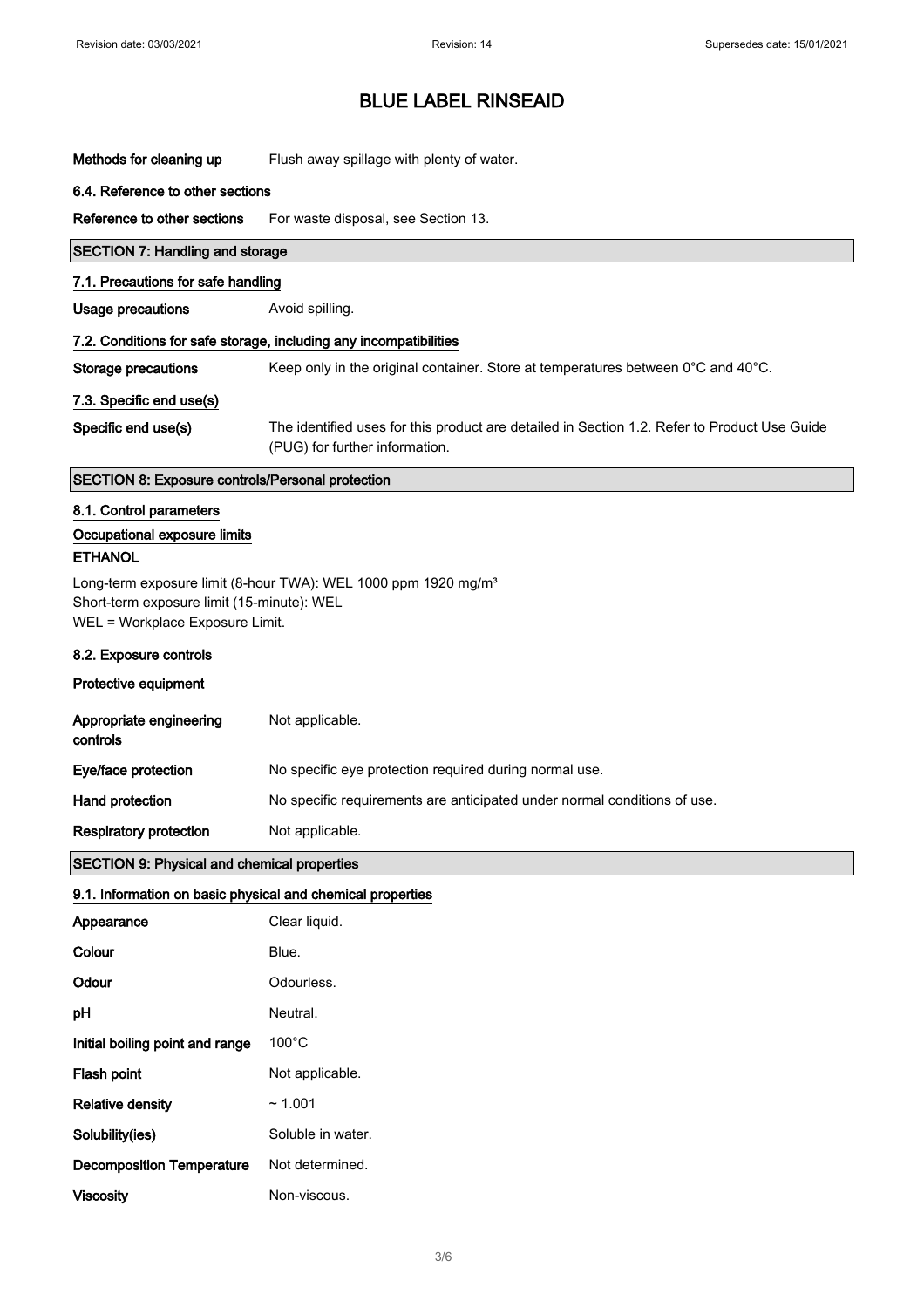# BLUE LABEL RINSEAID

**Methods for cleaning up** Flush away spillage with plenty of water.

### 6.4. Reference to other sections

**Reference to other sections** For waste disposal, see Section 13.

## SECTION 7: Handling and storage

### 7.1. Precautions for safe handling

**Usage precautions** Avoid spilling.

### 7.2. Conditions for safe storage, including any incompatibilities

**Storage precautions** Keep only in the original container. Store at temperatures between 0°C and 40°C.

### 7.3. Specific end use(s)

**Specific end use(s)** The identified uses for this product are detailed in Section 1.2. Refer to Product Use Guide (PUG) for further information.

## SECTION 8: Exposure controls/Personal protection

### 8.1. Control parameters

**Occupational exposure limits**

**ETHANOL**

Long-term exposure limit (8-hour TWA): WEL 1000 ppm 1920 mg/m³
Short-term exposure limit (15-minute): WEL
WEL = Workplace Exposure Limit.

### 8.2. Exposure controls

**Protective equipment**

**Appropriate engineering controls** Not applicable.

**Eye/face protection** No specific eye protection required during normal use.

**Hand protection** No specific requirements are anticipated under normal conditions of use.

**Respiratory protection** Not applicable.

## SECTION 9: Physical and chemical properties

### 9.1. Information on basic physical and chemical properties

**Appearance** Clear liquid.

**Colour** Blue.

**Odour** Odourless.

**pH** Neutral.

**Initial boiling point and range** 100°C

**Flash point** Not applicable.

**Relative density** ~ 1.001

**Solubility(ies)** Soluble in water.

**Decomposition Temperature** Not determined.

**Viscosity** Non-viscous.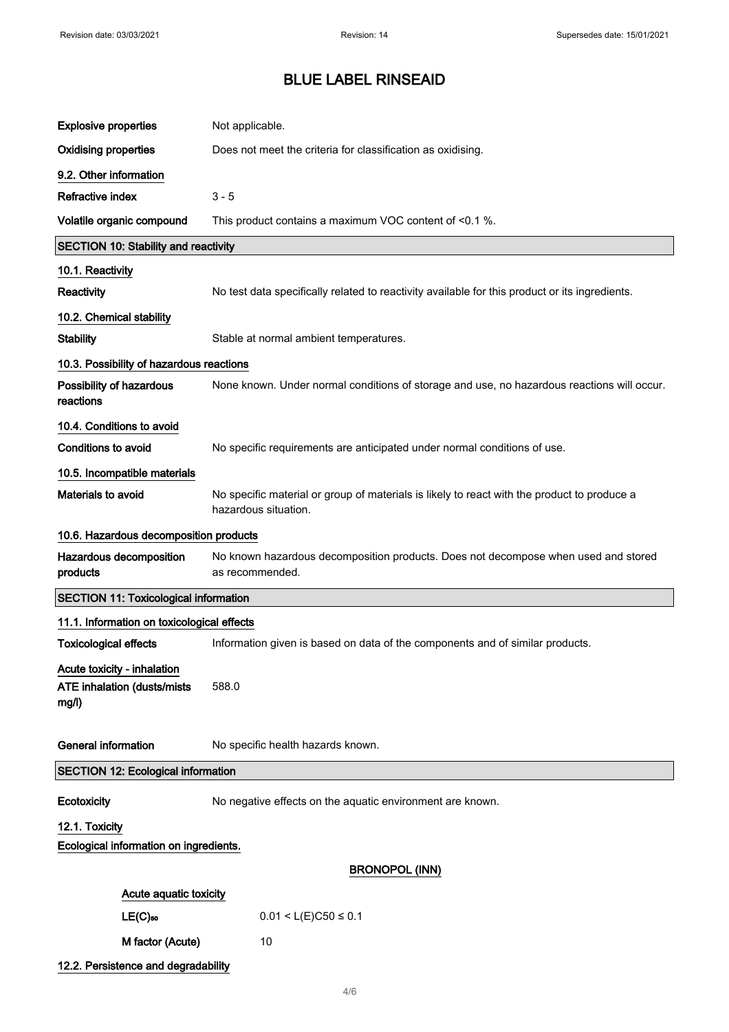# BLUE LABEL RINSEAID

| | |
|---|---|
| **Explosive properties** | Not applicable. |
| **Oxidising properties** | Does not meet the criteria for classification as oxidising. |

### 9.2. Other information

| | |
|---|---|
| **Refractive index** | 3 - 5 |
| **Volatile organic compound** | This product contains a maximum VOC content of <0.1 %. |

## SECTION 10: Stability and reactivity

### 10.1. Reactivity

| | |
|---|---|
| **Reactivity** | No test data specifically related to reactivity available for this product or its ingredients. |

### 10.2. Chemical stability

| | |
|---|---|
| **Stability** | Stable at normal ambient temperatures. |

### 10.3. Possibility of hazardous reactions

| | |
|---|---|
| **Possibility of hazardous reactions** | None known. Under normal conditions of storage and use, no hazardous reactions will occur. |

### 10.4. Conditions to avoid

| | |
|---|---|
| **Conditions to avoid** | No specific requirements are anticipated under normal conditions of use. |

### 10.5. Incompatible materials

| | |
|---|---|
| **Materials to avoid** | No specific material or group of materials is likely to react with the product to produce a hazardous situation. |

### 10.6. Hazardous decomposition products

| | |
|---|---|
| **Hazardous decomposition products** | No known hazardous decomposition products. Does not decompose when used and stored as recommended. |

## SECTION 11: Toxicological information

### 11.1. Information on toxicological effects

| | |
|---|---|
| **Toxicological effects** | Information given is based on data of the components and of similar products. |

**Acute toxicity - inhalation**

| | |
|---|---|
| **ATE inhalation (dusts/mists mg/l)** | 588.0 |
| **General information** | No specific health hazards known. |

## SECTION 12: Ecological information

| | |
|---|---|
| **Ecotoxicity** | No negative effects on the aquatic environment are known. |

### 12.1. Toxicity

**Ecological information on ingredients.**

**BRONOPOL (INN)**

**Acute aquatic toxicity**

| | |
|---|---|
| **$LE(C)_{50}$** | $0.01 < L(E)C50 \leq 0.1$ |
| **M factor (Acute)** | 10 |

### 12.2. Persistence and degradability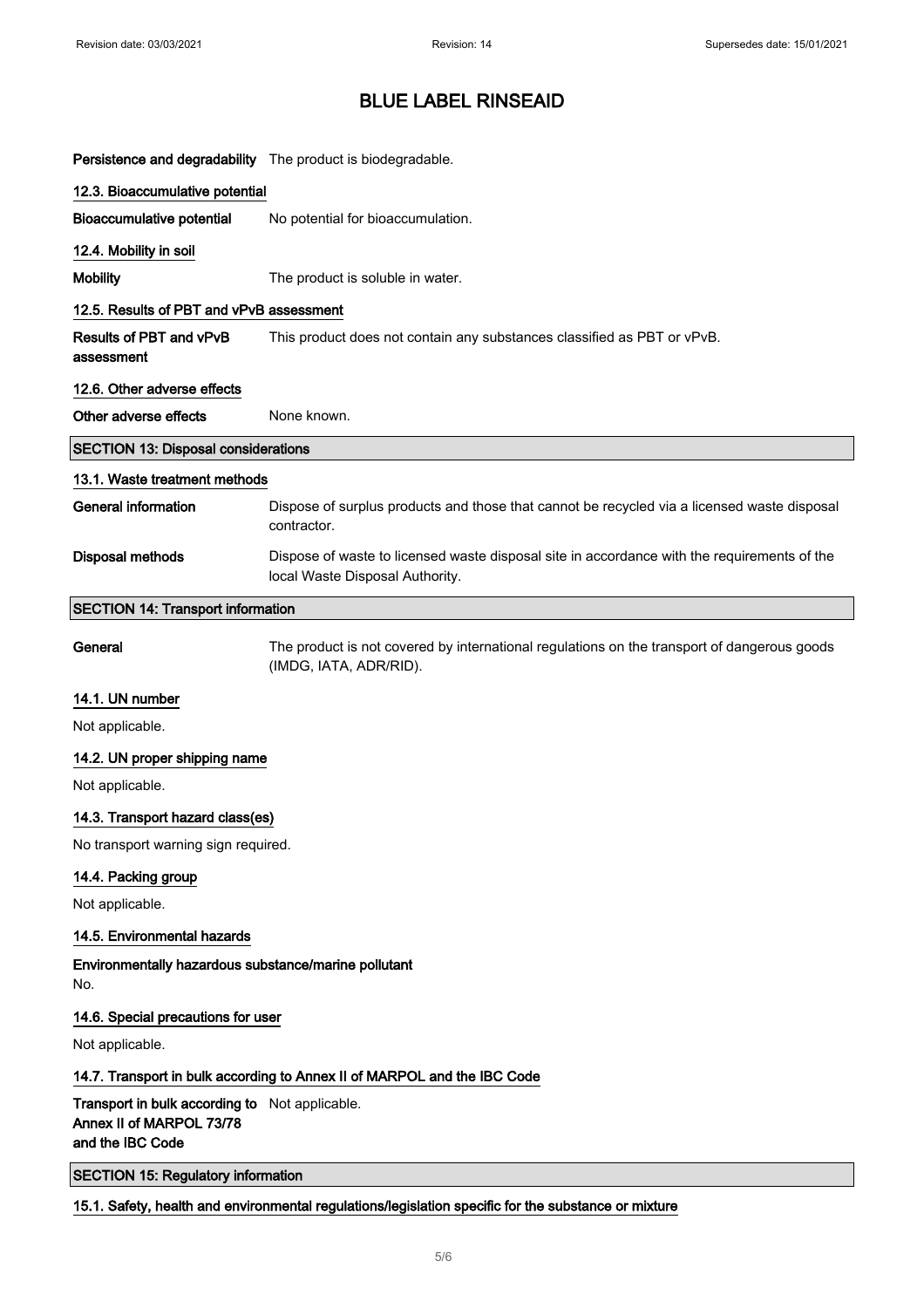| | |
|---|---|
| **Persistence and degradability** | The product is biodegradable. |

### 12.3. Bioaccumulative potential

| | |
|---|---|
| **Bioaccumulative potential** | No potential for bioaccumulation. |

### 12.4. Mobility in soil

| | |
|---|---|
| **Mobility** | The product is soluble in water. |

### 12.5. Results of PBT and vPvB assessment

| | |
|---|---|
| **Results of PBT and vPvB assessment** | This product does not contain any substances classified as PBT or vPvB. |

### 12.6. Other adverse effects

| | |
|---|---|
| **Other adverse effects** | None known. |

## SECTION 13: Disposal considerations

### 13.1. Waste treatment methods

| | |
|---|---|
| **General information** | Dispose of surplus products and those that cannot be recycled via a licensed waste disposal contractor. |
| **Disposal methods** | Dispose of waste to licensed waste disposal site in accordance with the requirements of the local Waste Disposal Authority. |

## SECTION 14: Transport information

| | |
|---|---|
| **General** | The product is not covered by international regulations on the transport of dangerous goods (IMDG, IATA, ADR/RID). |

### 14.1. UN number

Not applicable.

### 14.2. UN proper shipping name

Not applicable.

### 14.3. Transport hazard class(es)

No transport warning sign required.

### 14.4. Packing group

Not applicable.

### 14.5. Environmental hazards

**Environmentally hazardous substance/marine pollutant**

No.

### 14.6. Special precautions for user

Not applicable.

### 14.7. Transport in bulk according to Annex II of MARPOL and the IBC Code

| | |
|---|---|
| **Transport in bulk according to Annex II of MARPOL 73/78 and the IBC Code** | Not applicable. |

## SECTION 15: Regulatory information

### 15.1. Safety, health and environmental regulations/legislation specific for the substance or mixture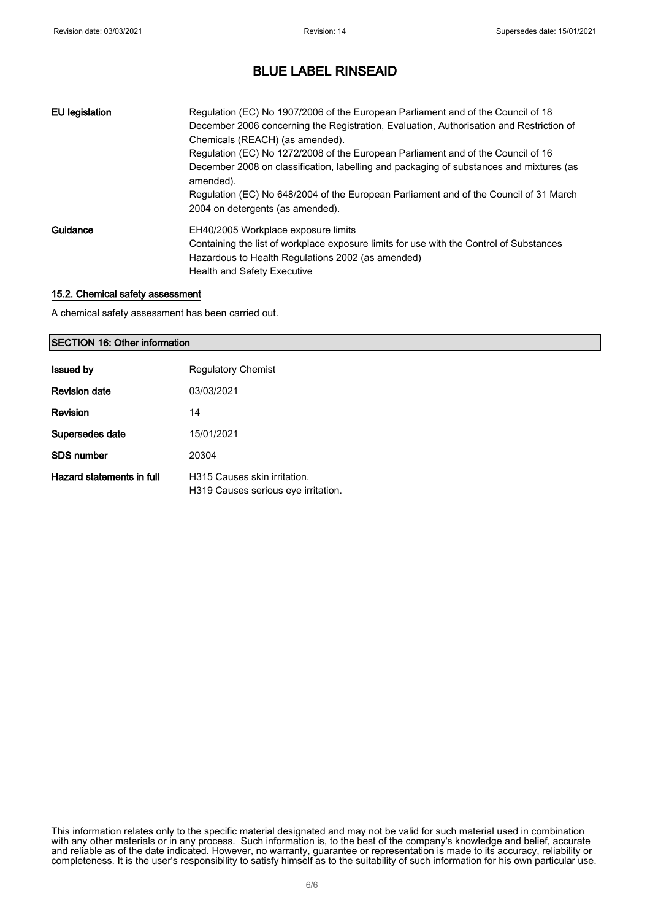| | |
|---|---|
| **EU legislation** | Regulation (EC) No 1907/2006 of the European Parliament and of the Council of 18 December 2006 concerning the Registration, Evaluation, Authorisation and Restriction of Chemicals (REACH) (as amended). Regulation (EC) No 1272/2008 of the European Parliament and of the Council of 16 December 2008 on classification, labelling and packaging of substances and mixtures (as amended). Regulation (EC) No 648/2004 of the European Parliament and of the Council of 31 March 2004 on detergents (as amended). |
| **Guidance** | EH40/2005 Workplace exposure limits Containing the list of workplace exposure limits for use with the Control of Substances Hazardous to Health Regulations 2002 (as amended) Health and Safety Executive |

### 15.2. Chemical safety assessment

A chemical safety assessment has been carried out.

## SECTION 16: Other information

| | |
|---|---|
| **Issued by** | Regulatory Chemist |
| **Revision date** | 03/03/2021 |
| **Revision** | 14 |
| **Supersedes date** | 15/01/2021 |
| **SDS number** | 20304 |
| **Hazard statements in full** | H315 Causes skin irritation. H319 Causes serious eye irritation. |

This information relates only to the specific material designated and may not be valid for such material used in combination with any other materials or in any process. Such information is, to the best of the company's knowledge and belief, accurate and reliable as of the date indicated. However, no warranty, guarantee or representation is made to its accuracy, reliability or completeness. It is the user's responsibility to satisfy himself as to the suitability of such information for his own particular use.